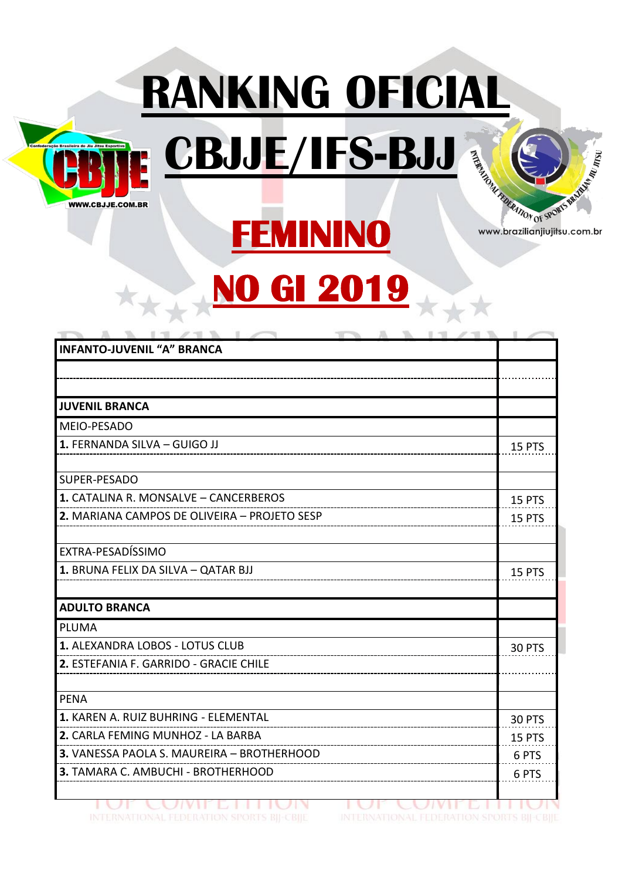# RANKING OFICIAL

# CBJJE/IFS-BJJ

## FEMININO

## NO GI 2019

| INFANTO-JUVENIL "A" BRANCA | |
|---|---|
| | |
| | |
| **JUVENIL BRANCA** | |
| MEIO-PESADO | |
| **1.** FERNANDA SILVA – GUIGO JJ | 15 PTS |
| | |
| SUPER-PESADO | |
| **1.** CATALINA R. MONSALVE – CANCERBEROS | 15 PTS |
| **2.** MARIANA CAMPOS DE OLIVEIRA – PROJETO SESP | 15 PTS |
| | |
| EXTRA-PESADÍSSIMO | |
| **1.** BRUNA FELIX DA SILVA – QATAR BJJ | 15 PTS |
| | |
| **ADULTO BRANCA** | |
| PLUMA | |
| **1.** ALEXANDRA LOBOS - LOTUS CLUB | 30 PTS |
| **2.** ESTEFANIA F. GARRIDO - GRACIE CHILE | |
| | |
| PENA | |
| **1.** KAREN A. RUIZ BUHRING - ELEMENTAL | 30 PTS |
| **2.** CARLA FEMING MUNHOZ - LA BARBA | 15 PTS |
| **3.** VANESSA PAOLA S. MAUREIRA – BROTHERHOOD | 6 PTS |
| **3.** TAMARA C. AMBUCHI - BROTHERHOOD | 6 PTS |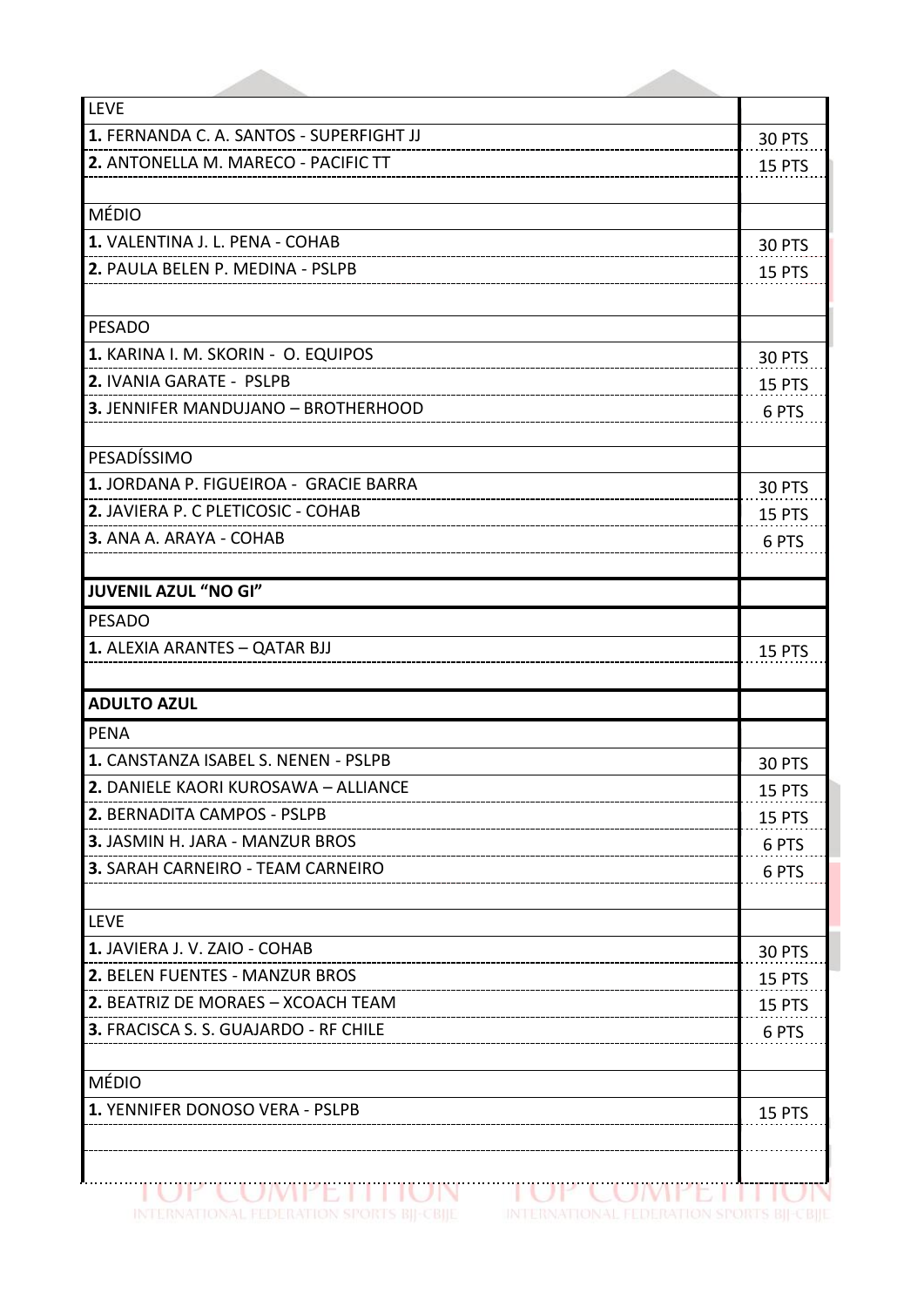| LEVE | |
|---|---|
| **1.** FERNANDA C. A. SANTOS - SUPERFIGHT JJ | 30 PTS |
| **2.** ANTONELLA M. MARECO - PACIFIC TT | 15 PTS |
| | |
| MÉDIO | |
| **1.** VALENTINA J. L. PENA - COHAB | 30 PTS |
| **2.** PAULA BELEN P. MEDINA - PSLPB | 15 PTS |
| | |
| PESADO | |
| **1.** KARINA I. M. SKORIN - O. EQUIPOS | 30 PTS |
| **2.** IVANIA GARATE - PSLPB | 15 PTS |
| **3.** JENNIFER MANDUJANO – BROTHERHOOD | 6 PTS |
| | |
| PESADÍSSIMO | |
| **1.** JORDANA P. FIGUEIROA - GRACIE BARRA | 30 PTS |
| **2.** JAVIERA P. C PLETICOSIC - COHAB | 15 PTS |
| **3.** ANA A. ARAYA - COHAB | 6 PTS |
| | |
| **JUVENIL AZUL "NO GI"** | |
| PESADO | |
| **1.** ALEXIA ARANTES – QATAR BJJ | 15 PTS |
| | |
| **ADULTO AZUL** | |
| PENA | |
| **1.** CANSTANZA ISABEL S. NENEN - PSLPB | 30 PTS |
| **2.** DANIELE KAORI KUROSAWA – ALLIANCE | 15 PTS |
| **2.** BERNADITA CAMPOS - PSLPB | 15 PTS |
| **3.** JASMIN H. JARA - MANZUR BROS | 6 PTS |
| **3.** SARAH CARNEIRO - TEAM CARNEIRO | 6 PTS |
| | |
| LEVE | |
| **1.** JAVIERA J. V. ZAIO - COHAB | 30 PTS |
| **2.** BELEN FUENTES - MANZUR BROS | 15 PTS |
| **2.** BEATRIZ DE MORAES – XCOACH TEAM | 15 PTS |
| **3.** FRACISCA S. S. GUAJARDO - RF CHILE | 6 PTS |
| | |
| MÉDIO | |
| **1.** YENNIFER DONOSO VERA - PSLPB | 15 PTS |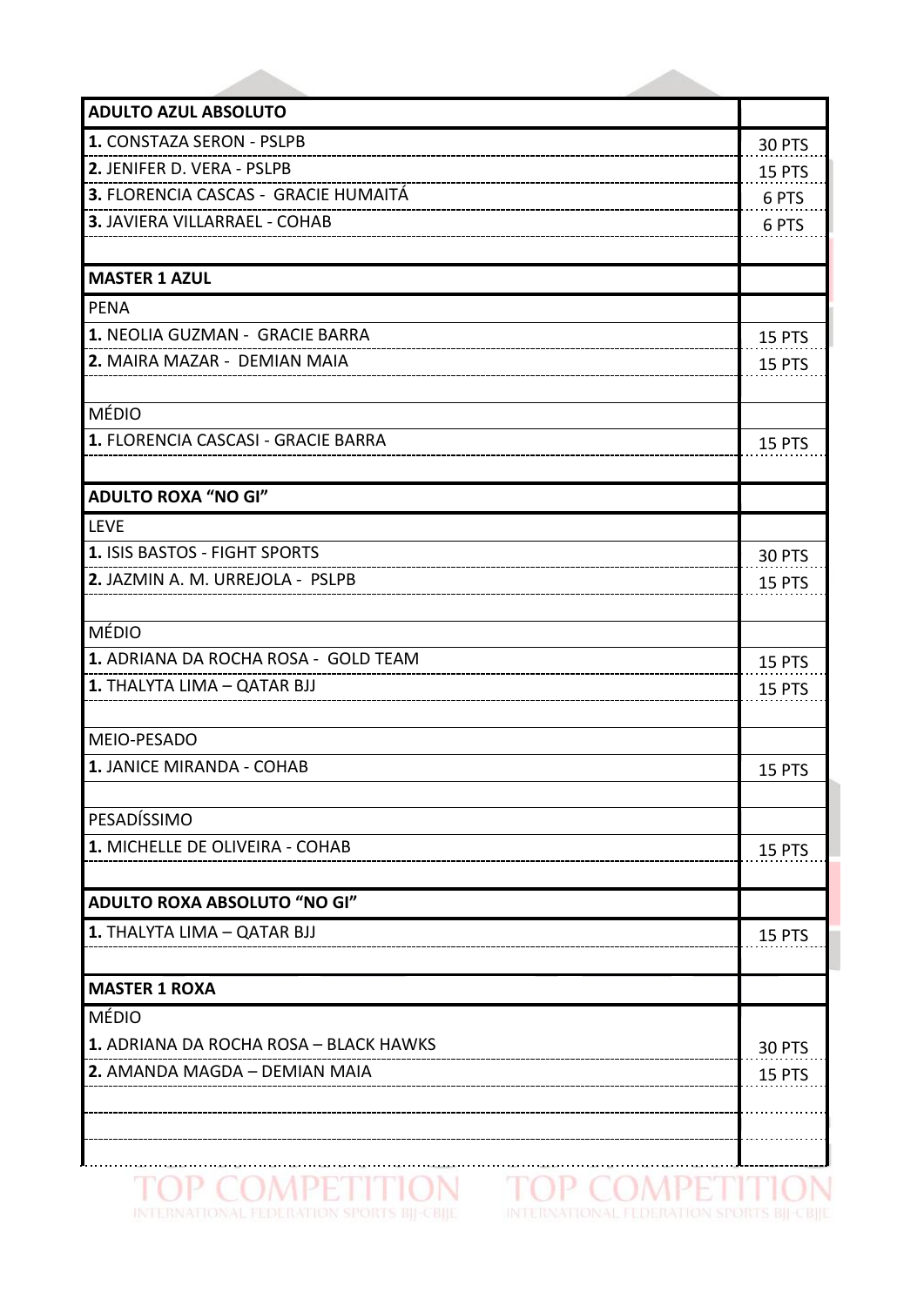| ADULTO AZUL ABSOLUTO | |
|---|---|
| **1.** CONSTAZA SERON - PSLPB | 30 PTS |
| **2.** JENIFER D. VERA - PSLPB | 15 PTS |
| **3.** FLORENCIA CASCAS - GRACIE HUMAITÁ | 6 PTS |
| **3.** JAVIERA VILLARRAEL - COHAB | 6 PTS |
| | |
| **MASTER 1 AZUL** | |
| PENA | |
| **1.** NEOLIA GUZMAN - GRACIE BARRA | 15 PTS |
| **2.** MAIRA MAZAR - DEMIAN MAIA | 15 PTS |
| | |
| MÉDIO | |
| **1.** FLORENCIA CASCASI - GRACIE BARRA | 15 PTS |
| | |
| **ADULTO ROXA "NO GI"** | |
| LEVE | |
| **1.** ISIS BASTOS - FIGHT SPORTS | 30 PTS |
| **2.** JAZMIN A. M. URREJOLA - PSLPB | 15 PTS |
| | |
| MÉDIO | |
| **1.** ADRIANA DA ROCHA ROSA - GOLD TEAM | 15 PTS |
| **1.** THALYTA LIMA – QATAR BJJ | 15 PTS |
| | |
| MEIO-PESADO | |
| **1.** JANICE MIRANDA - COHAB | 15 PTS |
| | |
| PESADÍSSIMO | |
| **1.** MICHELLE DE OLIVEIRA - COHAB | 15 PTS |
| | |
| **ADULTO ROXA ABSOLUTO "NO GI"** | |
| **1.** THALYTA LIMA – QATAR BJJ | 15 PTS |
| | |
| **MASTER 1 ROXA** | |
| MÉDIO | |
| **1.** ADRIANA DA ROCHA ROSA – BLACK HAWKS | 30 PTS |
| **2.** AMANDA MAGDA – DEMIAN MAIA | 15 PTS |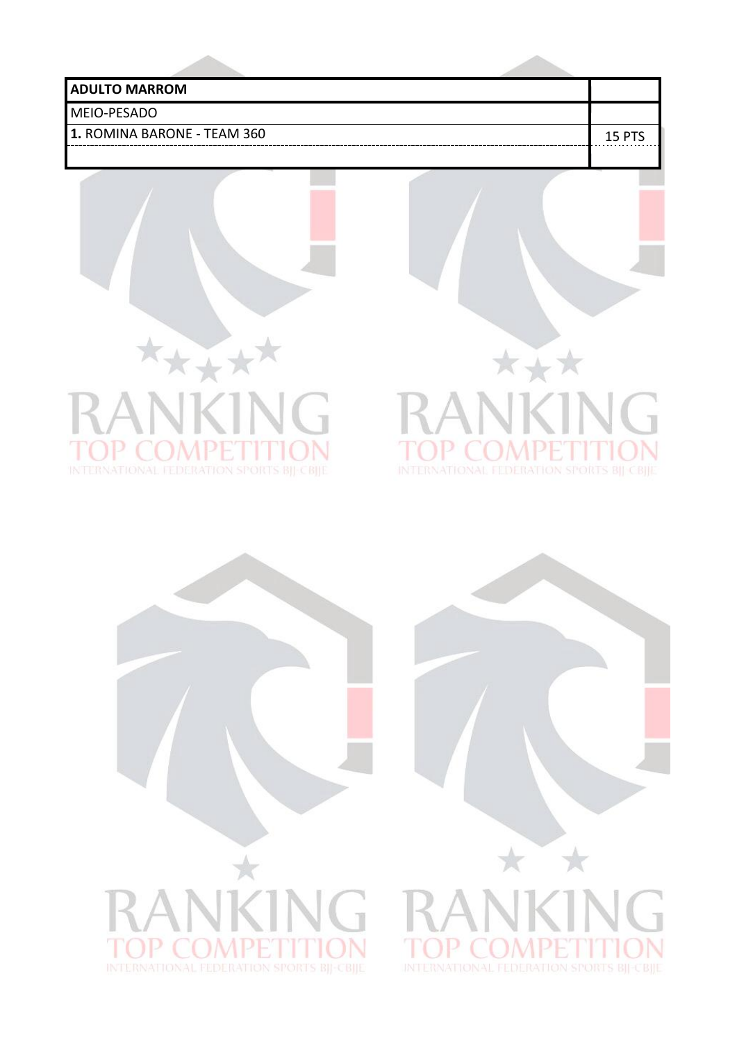| | |
|---|---|
| **ADULTO MARROM** | |
| MEIO-PESADO | |
| **1.** ROMINA BARONE - TEAM 360 | 15 PTS |
| | |